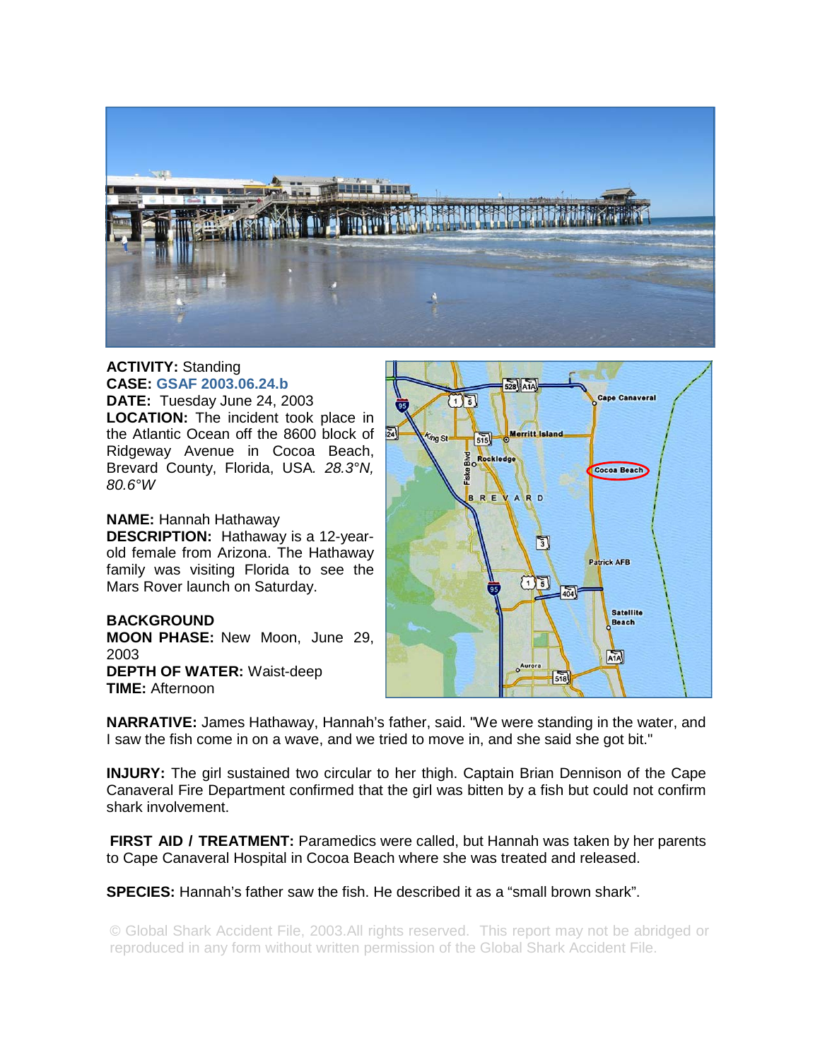**ACTIVITY:** Standing
**CASE:** GSAF 2003.06.24.b
**DATE:** Tuesday June 24, 2003
**LOCATION:** The incident took place in the Atlantic Ocean off the 8600 block of Ridgeway Avenue in Cocoa Beach, Brevard County, Florida, USA. *28.3°N, 80.6°W*

**NAME:** Hannah Hathaway
**DESCRIPTION:** Hathaway is a 12-year-old female from Arizona. The Hathaway family was visiting Florida to see the Mars Rover launch on Saturday.

**BACKGROUND**
**MOON PHASE:** New Moon, June 29, 2003
**DEPTH OF WATER:** Waist-deep
**TIME:** Afternoon

**NARRATIVE:** James Hathaway, Hannah's father, said. "We were standing in the water, and I saw the fish come in on a wave, and we tried to move in, and she said she got bit."

**INJURY:** The girl sustained two circular to her thigh. Captain Brian Dennison of the Cape Canaveral Fire Department confirmed that the girl was bitten by a fish but could not confirm shark involvement.

**FIRST AID / TREATMENT:** Paramedics were called, but Hannah was taken by her parents to Cape Canaveral Hospital in Cocoa Beach where she was treated and released.

**SPECIES:** Hannah's father saw the fish. He described it as a "small brown shark".

© Global Shark Accident File, 2003.All rights reserved. This report may not be abridged or reproduced in any form without written permission of the Global Shark Accident File.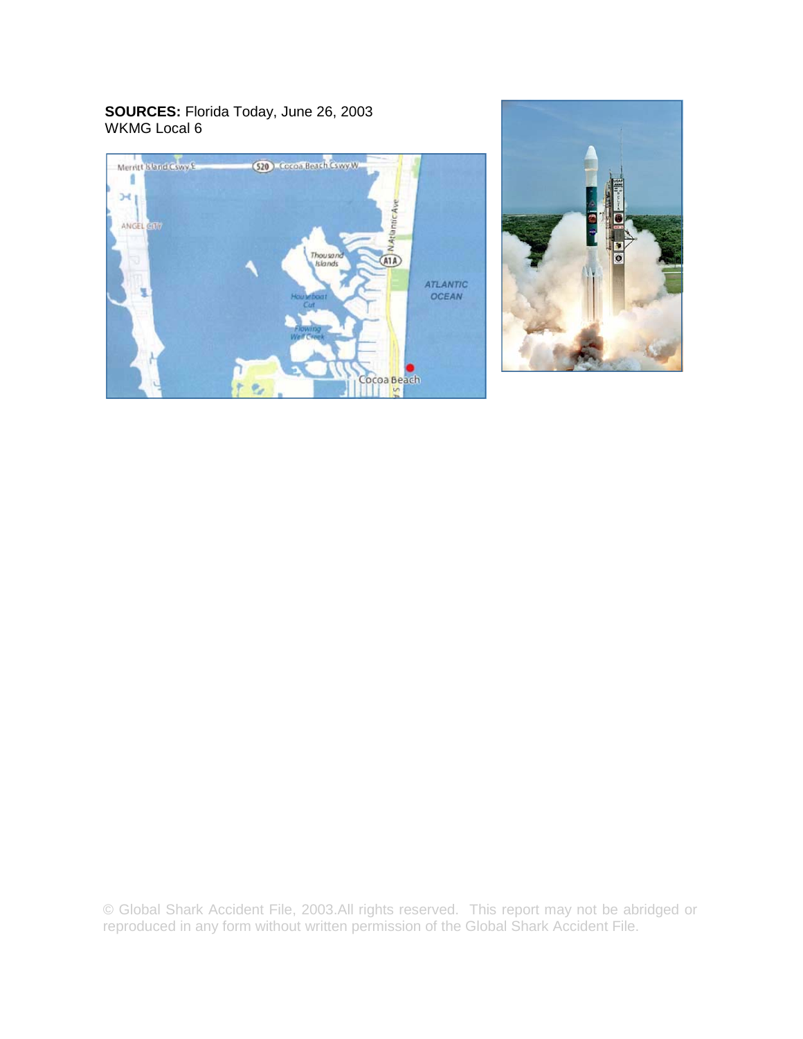**SOURCES:** Florida Today, June 26, 2003
WKMG Local 6

© Global Shark Accident File, 2003.All rights reserved. This report may not be abridged or reproduced in any form without written permission of the Global Shark Accident File.